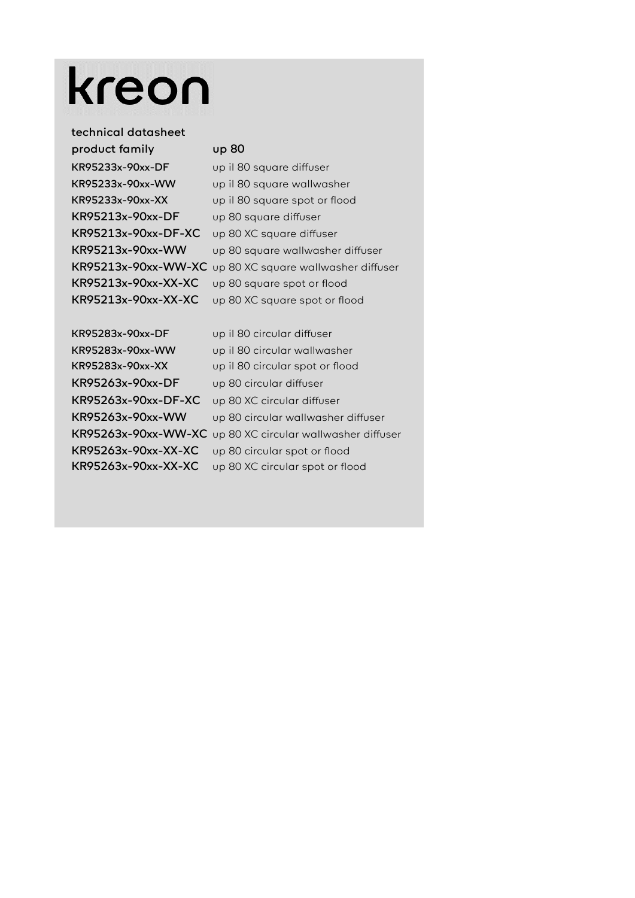# kreon

technical datasheet

| product family | up 80 |
|---|---|
| KR95233x-90xx-DF | up il 80 square diffuser |
| KR95233x-90xx-WW | up il 80 square wallwasher |
| KR95233x-90xx-XX | up il 80 square spot or flood |
| KR95213x-90xx-DF | up 80 square diffuser |
| KR95213x-90xx-DF-XC | up 80 XC square diffuser |
| KR95213x-90xx-WW | up 80 square wallwasher diffuser |
| KR95213x-90xx-WW-XC | up 80 XC square wallwasher diffuser |
| KR95213x-90xx-XX-XC | up 80 square spot or flood |
| KR95213x-90xx-XX-XC | up 80 XC square spot or flood |
| | |
| KR95283x-90xx-DF | up il 80 circular diffuser |
| KR95283x-90xx-WW | up il 80 circular wallwasher |
| KR95283x-90xx-XX | up il 80 circular spot or flood |
| KR95263x-90xx-DF | up 80 circular diffuser |
| KR95263x-90xx-DF-XC | up 80 XC circular diffuser |
| KR95263x-90xx-WW | up 80 circular wallwasher diffuser |
| KR95263x-90xx-WW-XC | up 80 XC circular wallwasher diffuser |
| KR95263x-90xx-XX-XC | up 80 circular spot or flood |
| KR95263x-90xx-XX-XC | up 80 XC circular spot or flood |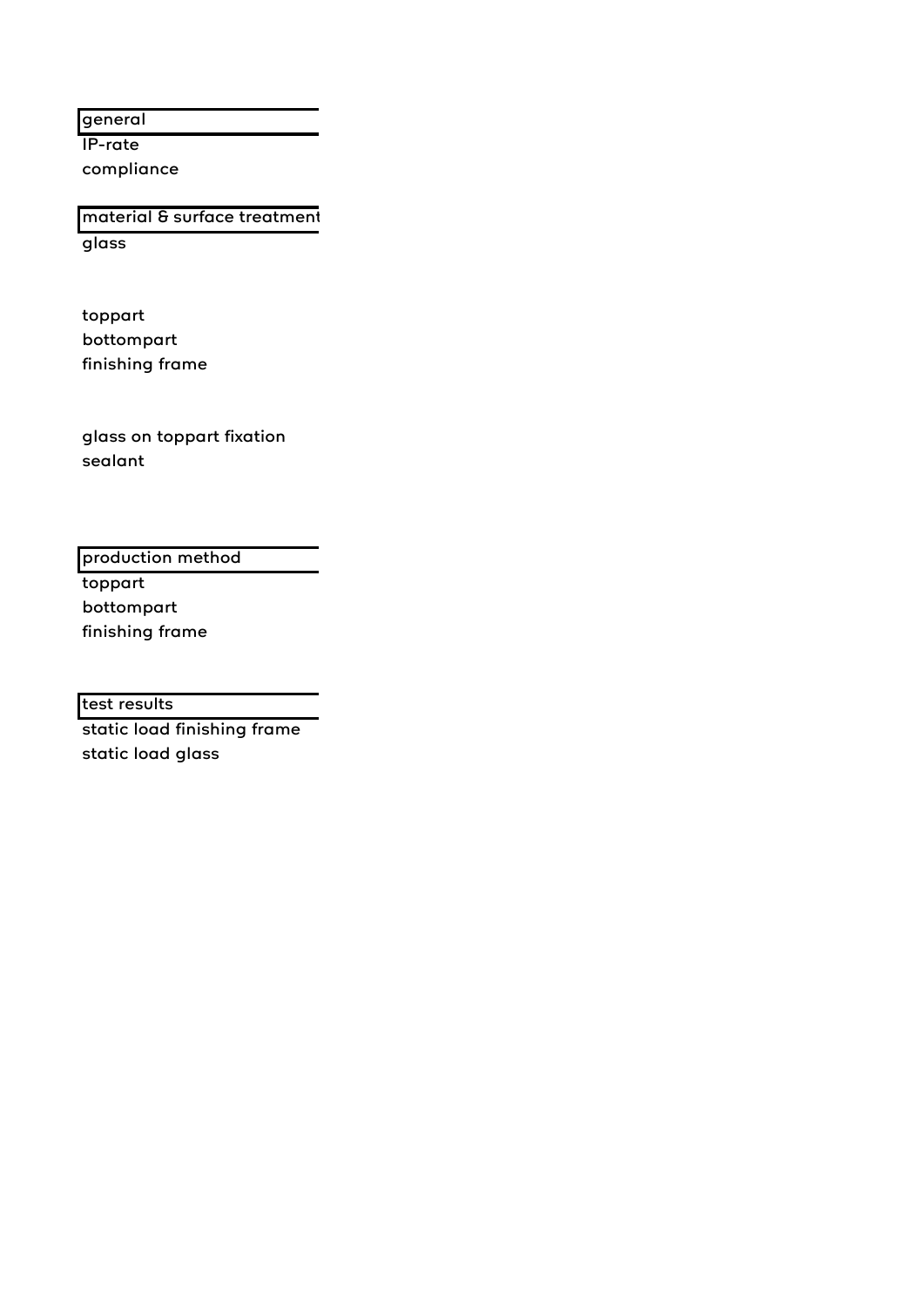## general

IP-rate

compliance

## material & surface treatment

glass

toppart

bottompart

finishing frame

glass on toppart fixation

sealant

## production method

toppart

bottompart

finishing frame

## test results

static load finishing frame

static load glass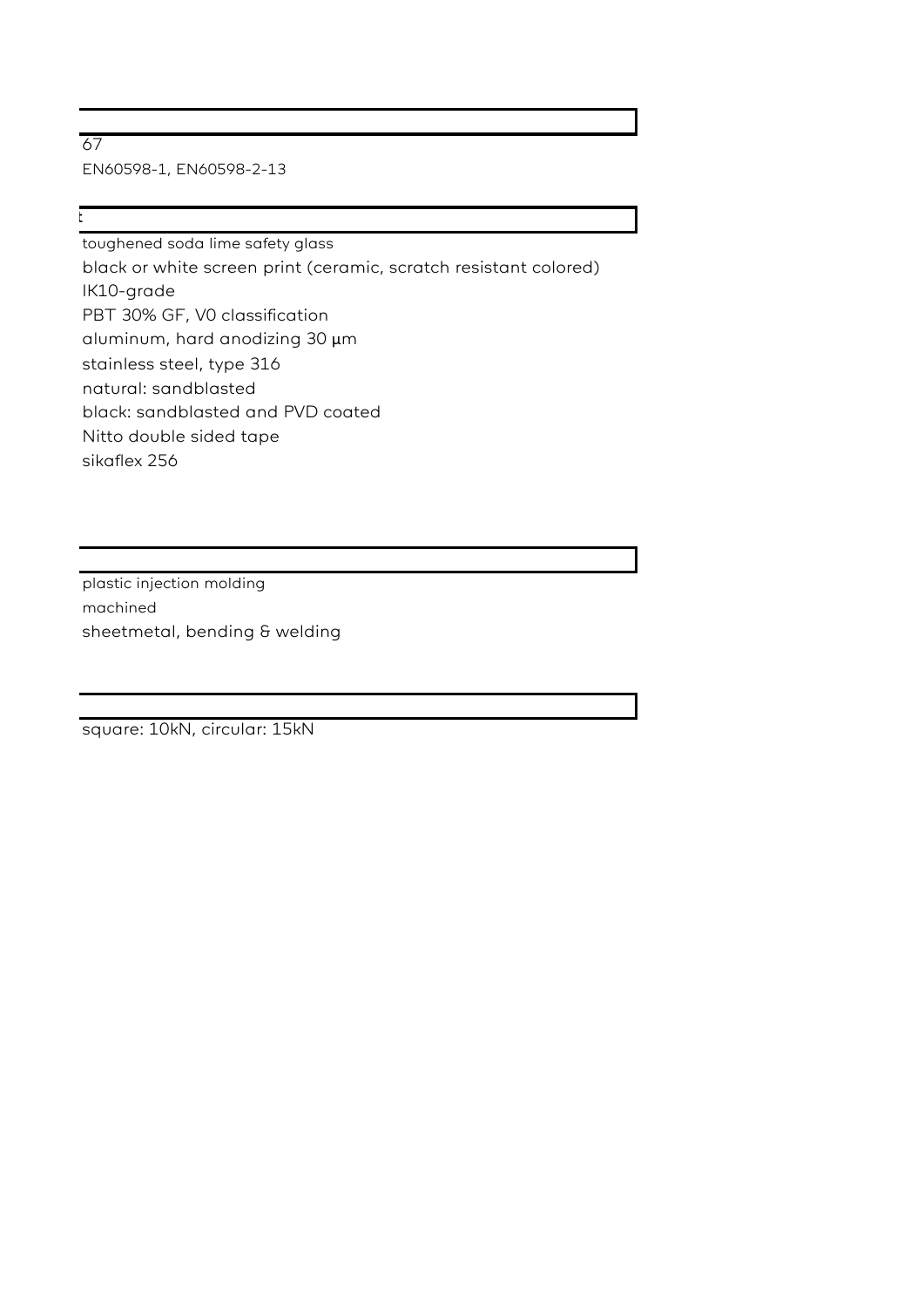67

EN60598-1, EN60598-2-13

t

toughened soda lime safety glass

black or white screen print (ceramic, scratch resistant colored)

IK10-grade

PBT 30% GF, V0 classification

aluminum, hard anodizing 30 µm

stainless steel, type 316

natural: sandblasted

black: sandblasted and PVD coated

Nitto double sided tape

sikaflex 256

plastic injection molding

machined

sheetmetal, bending & welding

square: 10kN, circular: 15kN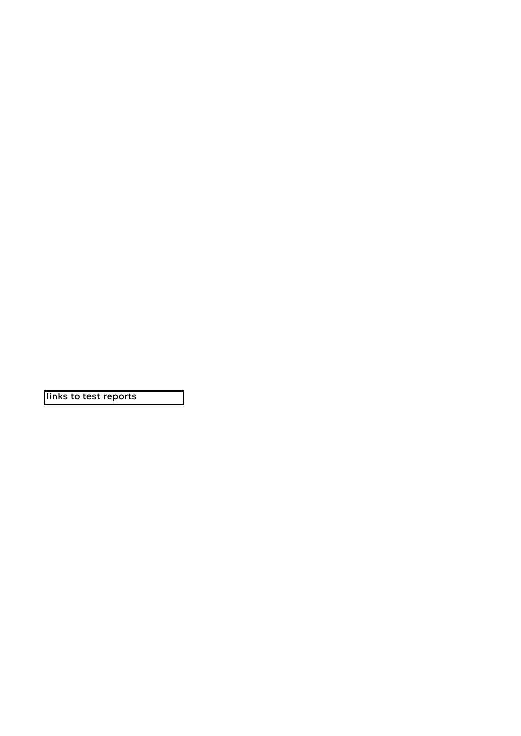links to test reports